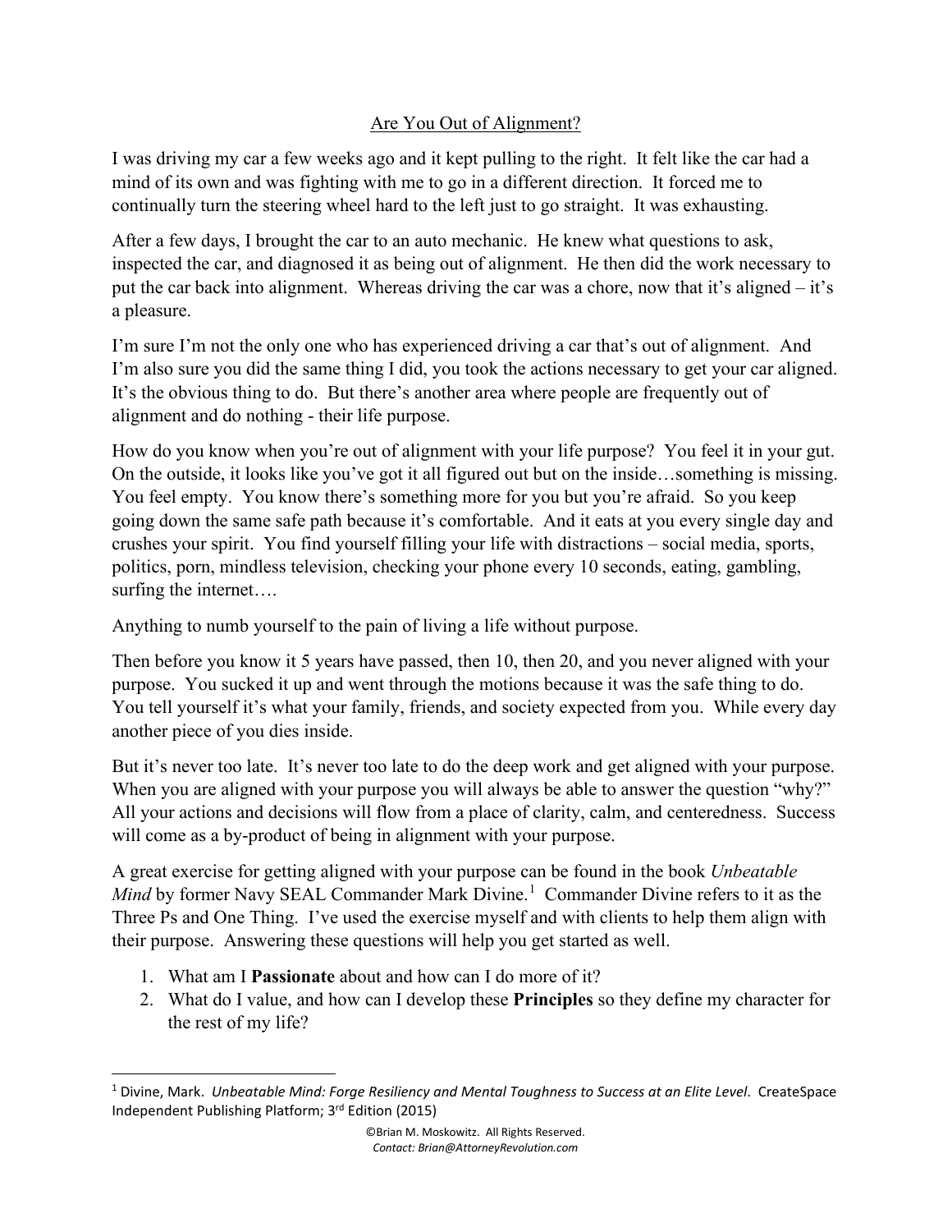# Are You Out of Alignment?

I was driving my car a few weeks ago and it kept pulling to the right. It felt like the car had a mind of its own and was fighting with me to go in a different direction. It forced me to continually turn the steering wheel hard to the left just to go straight. It was exhausting.

After a few days, I brought the car to an auto mechanic. He knew what questions to ask, inspected the car, and diagnosed it as being out of alignment. He then did the work necessary to put the car back into alignment. Whereas driving the car was a chore, now that it's aligned – it's a pleasure.

I'm sure I'm not the only one who has experienced driving a car that's out of alignment. And I'm also sure you did the same thing I did, you took the actions necessary to get your car aligned. It's the obvious thing to do. But there's another area where people are frequently out of alignment and do nothing - their life purpose.

How do you know when you're out of alignment with your life purpose? You feel it in your gut. On the outside, it looks like you've got it all figured out but on the inside…something is missing. You feel empty. You know there's something more for you but you're afraid. So you keep going down the same safe path because it's comfortable. And it eats at you every single day and crushes your spirit. You find yourself filling your life with distractions – social media, sports, politics, porn, mindless television, checking your phone every 10 seconds, eating, gambling, surfing the internet….

Anything to numb yourself to the pain of living a life without purpose.

Then before you know it 5 years have passed, then 10, then 20, and you never aligned with your purpose. You sucked it up and went through the motions because it was the safe thing to do. You tell yourself it's what your family, friends, and society expected from you. While every day another piece of you dies inside.

But it's never too late. It's never too late to do the deep work and get aligned with your purpose. When you are aligned with your purpose you will always be able to answer the question "why?" All your actions and decisions will flow from a place of clarity, calm, and centeredness. Success will come as a by-product of being in alignment with your purpose.

A great exercise for getting aligned with your purpose can be found in the book *Unbeatable Mind* by former Navy SEAL Commander Mark Divine.[1] Commander Divine refers to it as the Three Ps and One Thing. I've used the exercise myself and with clients to help them align with their purpose. Answering these questions will help you get started as well.

1. What am I **Passionate** about and how can I do more of it?
2. What do I value, and how can I develop these **Principles** so they define my character for the rest of my life?

---

[1] Divine, Mark. *Unbeatable Mind: Forge Resiliency and Mental Toughness to Success at an Elite Level*. CreateSpace Independent Publishing Platform; 3rd Edition (2015)

©Brian M. Moskowitz. All Rights Reserved.
*Contact: Brian@AttorneyRevolution.com*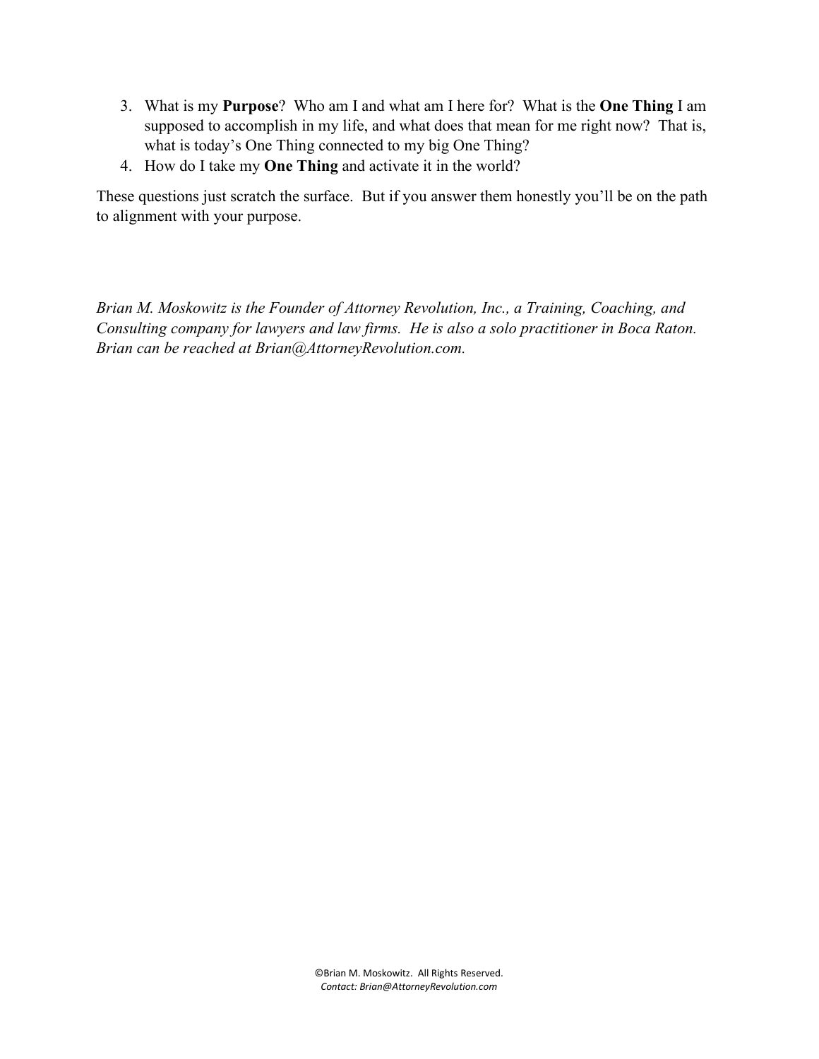3. What is my **Purpose**? Who am I and what am I here for? What is the **One Thing** I am supposed to accomplish in my life, and what does that mean for me right now? That is, what is today's One Thing connected to my big One Thing?
4. How do I take my **One Thing** and activate it in the world?

These questions just scratch the surface. But if you answer them honestly you'll be on the path to alignment with your purpose.

*Brian M. Moskowitz is the Founder of Attorney Revolution, Inc., a Training, Coaching, and Consulting company for lawyers and law firms. He is also a solo practitioner in Boca Raton. Brian can be reached at Brian@AttorneyRevolution.com.*